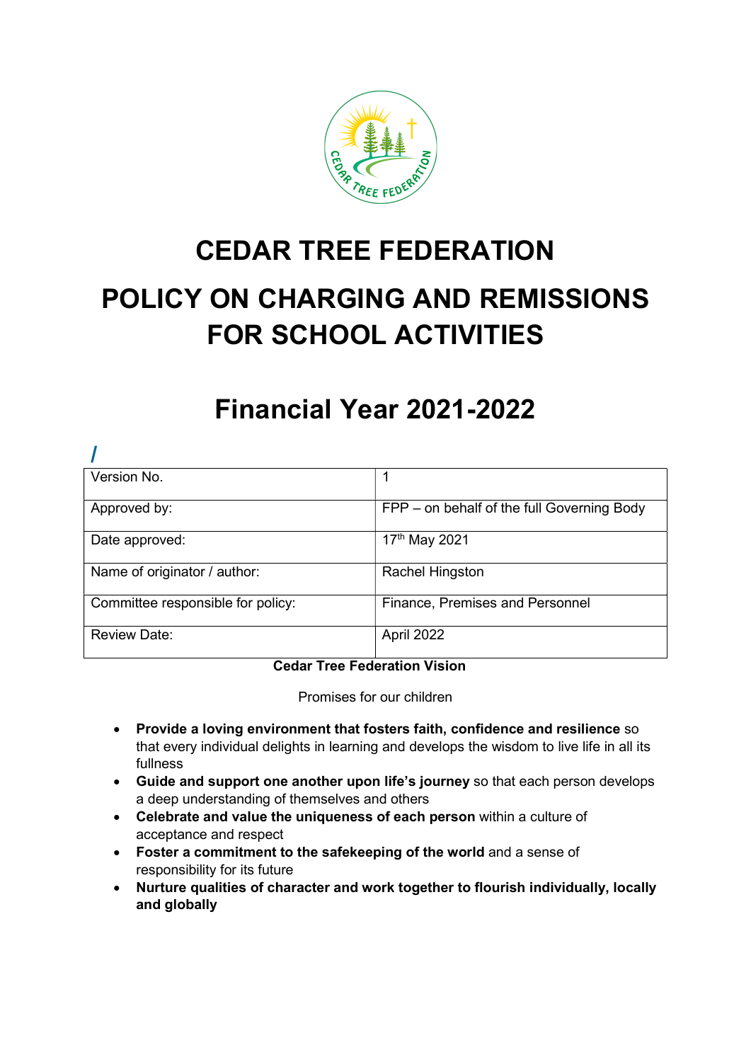# CEDAR TREE FEDERATION

# POLICY ON CHARGING AND REMISSIONS FOR SCHOOL ACTIVITIES

# Financial Year 2021-2022

/

| Version No. | 1 |
|---|---|
| Approved by: | FPP – on behalf of the full Governing Body |
| Date approved: | 17th May 2021 |
| Name of originator / author: | Rachel Hingston |
| Committee responsible for policy: | Finance, Premises and Personnel |
| Review Date: | April 2022 |

**Cedar Tree Federation Vision**

Promises for our children

- **Provide a loving environment that fosters faith, confidence and resilience** so that every individual delights in learning and develops the wisdom to live life in all its fullness
- **Guide and support one another upon life's journey** so that each person develops a deep understanding of themselves and others
- **Celebrate and value the uniqueness of each person** within a culture of acceptance and respect
- **Foster a commitment to the safekeeping of the world** and a sense of responsibility for its future
- **Nurture qualities of character and work together to flourish individually, locally and globally**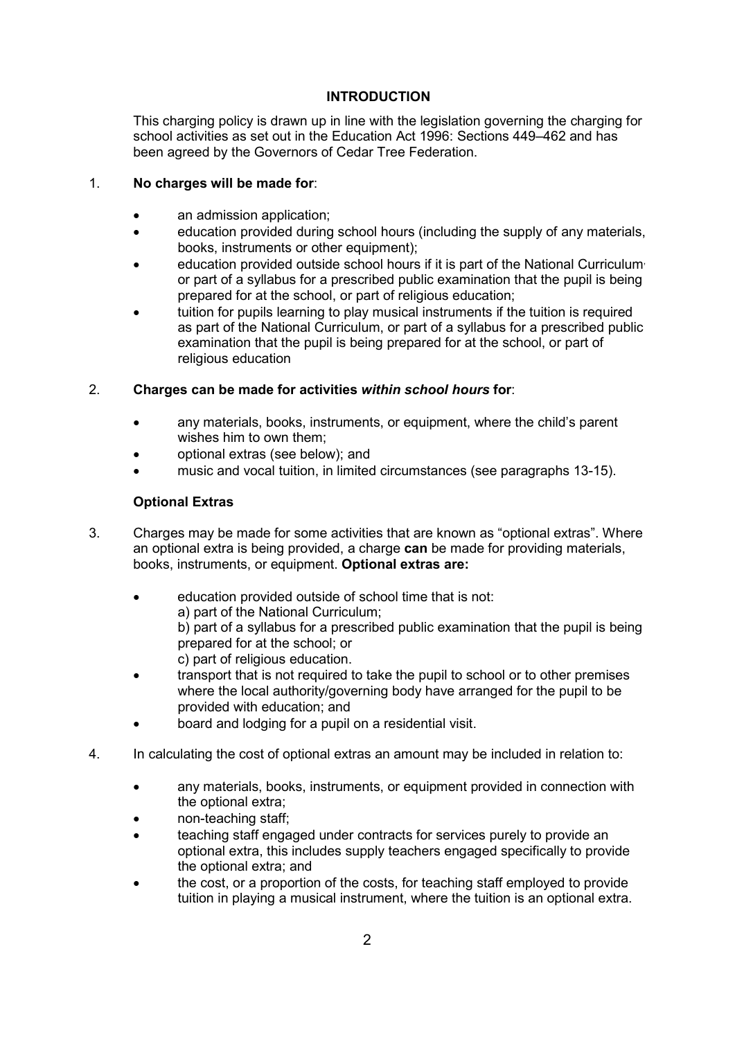## INTRODUCTION

This charging policy is drawn up in line with the legislation governing the charging for school activities as set out in the Education Act 1996: Sections 449–462 and has been agreed by the Governors of Cedar Tree Federation.

1. **No charges will be made for**:

    - an admission application;
    - education provided during school hours (including the supply of any materials, books, instruments or other equipment);
    - education provided outside school hours if it is part of the National Curriculum, or part of a syllabus for a prescribed public examination that the pupil is being prepared for at the school, or part of religious education;
    - tuition for pupils learning to play musical instruments if the tuition is required as part of the National Curriculum, or part of a syllabus for a prescribed public examination that the pupil is being prepared for at the school, or part of religious education

2. **Charges can be made for activities *within school hours* for**:

    - any materials, books, instruments, or equipment, where the child's parent wishes him to own them;
    - optional extras (see below); and
    - music and vocal tuition, in limited circumstances (see paragraphs 13-15).

### Optional Extras

3. Charges may be made for some activities that are known as "optional extras". Where an optional extra is being provided, a charge **can** be made for providing materials, books, instruments, or equipment. **Optional extras are:**

    - education provided outside of school time that is not:
      a) part of the National Curriculum;
      b) part of a syllabus for a prescribed public examination that the pupil is being prepared for at the school; or
      c) part of religious education.
    - transport that is not required to take the pupil to school or to other premises where the local authority/governing body have arranged for the pupil to be provided with education; and
    - board and lodging for a pupil on a residential visit.

4. In calculating the cost of optional extras an amount may be included in relation to:

    - any materials, books, instruments, or equipment provided in connection with the optional extra;
    - non-teaching staff;
    - teaching staff engaged under contracts for services purely to provide an optional extra, this includes supply teachers engaged specifically to provide the optional extra; and
    - the cost, or a proportion of the costs, for teaching staff employed to provide tuition in playing a musical instrument, where the tuition is an optional extra.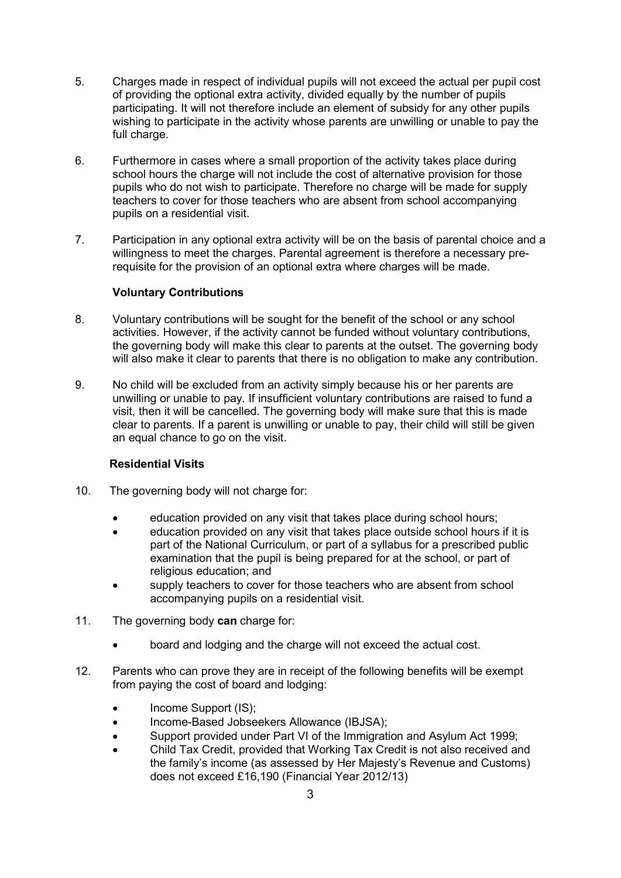5. Charges made in respect of individual pupils will not exceed the actual per pupil cost of providing the optional extra activity, divided equally by the number of pupils participating. It will not therefore include an element of subsidy for any other pupils wishing to participate in the activity whose parents are unwilling or unable to pay the full charge.

6. Furthermore in cases where a small proportion of the activity takes place during school hours the charge will not include the cost of alternative provision for those pupils who do not wish to participate. Therefore no charge will be made for supply teachers to cover for those teachers who are absent from school accompanying pupils on a residential visit.

7. Participation in any optional extra activity will be on the basis of parental choice and a willingness to meet the charges. Parental agreement is therefore a necessary pre-requisite for the provision of an optional extra where charges will be made.

**Voluntary Contributions**

8. Voluntary contributions will be sought for the benefit of the school or any school activities. However, if the activity cannot be funded without voluntary contributions, the governing body will make this clear to parents at the outset. The governing body will also make it clear to parents that there is no obligation to make any contribution.

9. No child will be excluded from an activity simply because his or her parents are unwilling or unable to pay. If insufficient voluntary contributions are raised to fund a visit, then it will be cancelled. The governing body will make sure that this is made clear to parents. If a parent is unwilling or unable to pay, their child will still be given an equal chance to go on the visit.

**Residential Visits**

10. The governing body will not charge for:

    - education provided on any visit that takes place during school hours;
    - education provided on any visit that takes place outside school hours if it is part of the National Curriculum, or part of a syllabus for a prescribed public examination that the pupil is being prepared for at the school, or part of religious education; and
    - supply teachers to cover for those teachers who are absent from school accompanying pupils on a residential visit.

11. The governing body **can** charge for:

    - board and lodging and the charge will not exceed the actual cost.

12. Parents who can prove they are in receipt of the following benefits will be exempt from paying the cost of board and lodging:

    - Income Support (IS);
    - Income-Based Jobseekers Allowance (IBJSA);
    - Support provided under Part VI of the Immigration and Asylum Act 1999;
    - Child Tax Credit, provided that Working Tax Credit is not also received and the family's income (as assessed by Her Majesty's Revenue and Customs) does not exceed £16,190 (Financial Year 2012/13)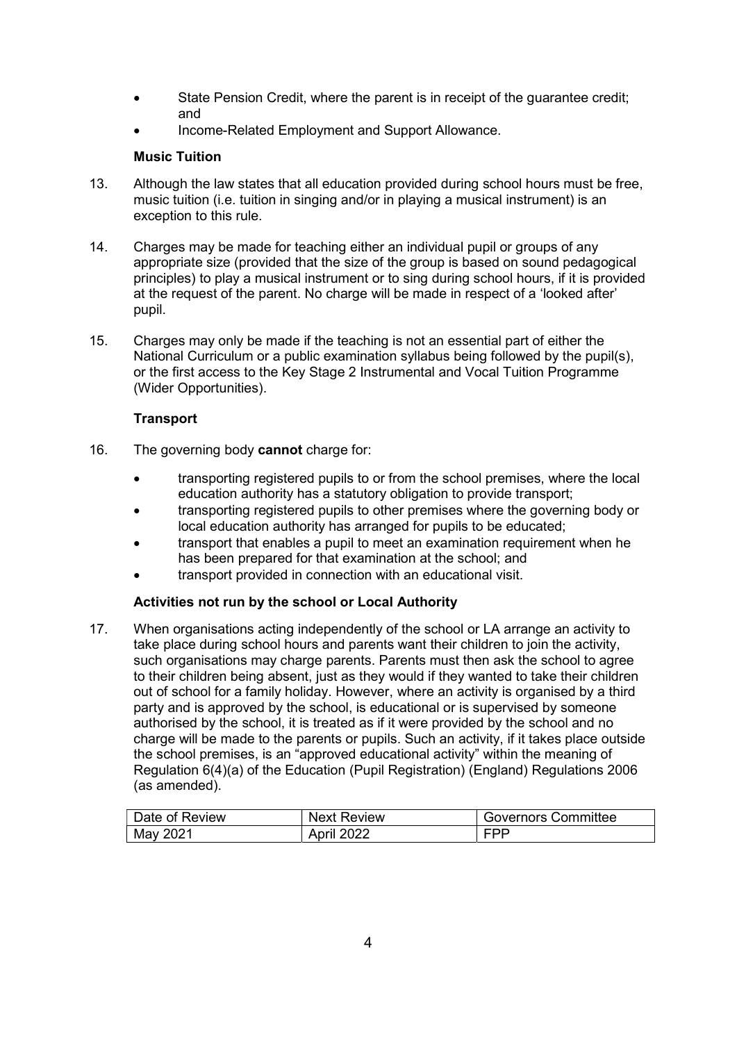- State Pension Credit, where the parent is in receipt of the guarantee credit; and
- Income-Related Employment and Support Allowance.

**Music Tuition**

13. Although the law states that all education provided during school hours must be free, music tuition (i.e. tuition in singing and/or in playing a musical instrument) is an exception to this rule.

14. Charges may be made for teaching either an individual pupil or groups of any appropriate size (provided that the size of the group is based on sound pedagogical principles) to play a musical instrument or to sing during school hours, if it is provided at the request of the parent. No charge will be made in respect of a 'looked after' pupil.

15. Charges may only be made if the teaching is not an essential part of either the National Curriculum or a public examination syllabus being followed by the pupil(s), or the first access to the Key Stage 2 Instrumental and Vocal Tuition Programme (Wider Opportunities).

**Transport**

16. The governing body **cannot** charge for:

    - transporting registered pupils to or from the school premises, where the local education authority has a statutory obligation to provide transport;
    - transporting registered pupils to other premises where the governing body or local education authority has arranged for pupils to be educated;
    - transport that enables a pupil to meet an examination requirement when he has been prepared for that examination at the school; and
    - transport provided in connection with an educational visit.

**Activities not run by the school or Local Authority**

17. When organisations acting independently of the school or LA arrange an activity to take place during school hours and parents want their children to join the activity, such organisations may charge parents. Parents must then ask the school to agree to their children being absent, just as they would if they wanted to take their children out of school for a family holiday. However, where an activity is organised by a third party and is approved by the school, is educational or is supervised by someone authorised by the school, it is treated as if it were provided by the school and no charge will be made to the parents or pupils. Such an activity, if it takes place outside the school premises, is an "approved educational activity" within the meaning of Regulation 6(4)(a) of the Education (Pupil Registration) (England) Regulations 2006 (as amended).

| Date of Review | Next Review | Governors Committee |
|---|---|---|
| May 2021 | April 2022 | FPP |